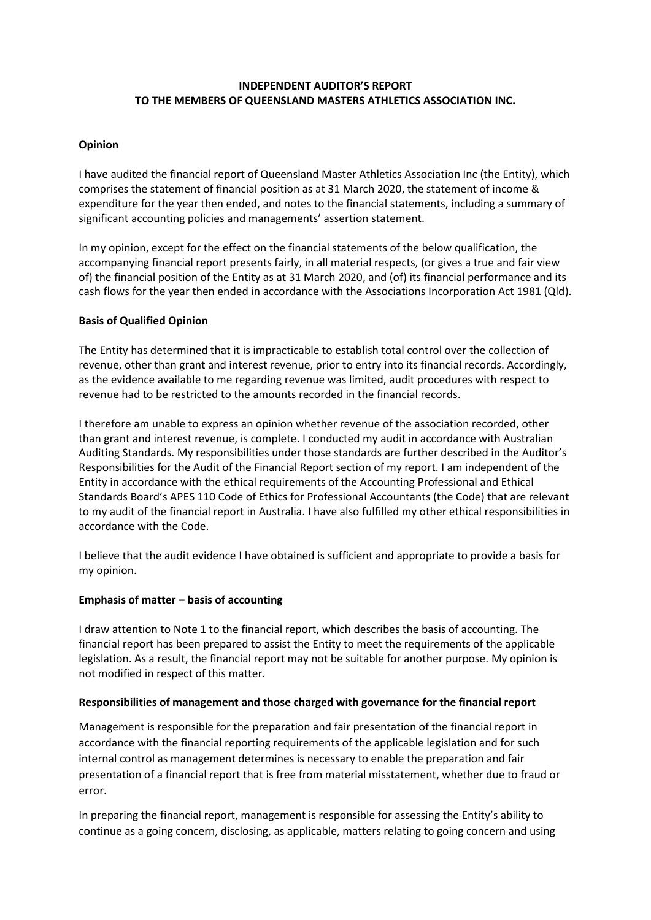**INDEPENDENT AUDITOR'S REPORT**
**TO THE MEMBERS OF QUEENSLAND MASTERS ATHLETICS ASSOCIATION INC.**

**Opinion**

I have audited the financial report of Queensland Master Athletics Association Inc (the Entity), which comprises the statement of financial position as at 31 March 2020, the statement of income & expenditure for the year then ended, and notes to the financial statements, including a summary of significant accounting policies and managements' assertion statement.

In my opinion, except for the effect on the financial statements of the below qualification, the accompanying financial report presents fairly, in all material respects, (or gives a true and fair view of) the financial position of the Entity as at 31 March 2020, and (of) its financial performance and its cash flows for the year then ended in accordance with the Associations Incorporation Act 1981 (Qld).

**Basis of Qualified Opinion**

The Entity has determined that it is impracticable to establish total control over the collection of revenue, other than grant and interest revenue, prior to entry into its financial records. Accordingly, as the evidence available to me regarding revenue was limited, audit procedures with respect to revenue had to be restricted to the amounts recorded in the financial records.

I therefore am unable to express an opinion whether revenue of the association recorded, other than grant and interest revenue, is complete. I conducted my audit in accordance with Australian Auditing Standards. My responsibilities under those standards are further described in the Auditor's Responsibilities for the Audit of the Financial Report section of my report. I am independent of the Entity in accordance with the ethical requirements of the Accounting Professional and Ethical Standards Board's APES 110 Code of Ethics for Professional Accountants (the Code) that are relevant to my audit of the financial report in Australia. I have also fulfilled my other ethical responsibilities in accordance with the Code.

I believe that the audit evidence I have obtained is sufficient and appropriate to provide a basis for my opinion.

**Emphasis of matter – basis of accounting**

I draw attention to Note 1 to the financial report, which describes the basis of accounting. The financial report has been prepared to assist the Entity to meet the requirements of the applicable legislation. As a result, the financial report may not be suitable for another purpose. My opinion is not modified in respect of this matter.

**Responsibilities of management and those charged with governance for the financial report**

Management is responsible for the preparation and fair presentation of the financial report in accordance with the financial reporting requirements of the applicable legislation and for such internal control as management determines is necessary to enable the preparation and fair presentation of a financial report that is free from material misstatement, whether due to fraud or error.

In preparing the financial report, management is responsible for assessing the Entity's ability to continue as a going concern, disclosing, as applicable, matters relating to going concern and using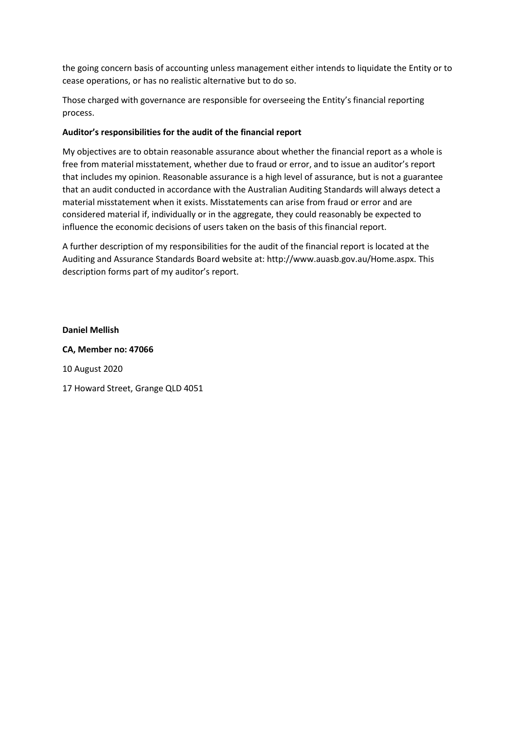the going concern basis of accounting unless management either intends to liquidate the Entity or to cease operations, or has no realistic alternative but to do so.

Those charged with governance are responsible for overseeing the Entity's financial reporting process.

**Auditor's responsibilities for the audit of the financial report**

My objectives are to obtain reasonable assurance about whether the financial report as a whole is free from material misstatement, whether due to fraud or error, and to issue an auditor's report that includes my opinion. Reasonable assurance is a high level of assurance, but is not a guarantee that an audit conducted in accordance with the Australian Auditing Standards will always detect a material misstatement when it exists. Misstatements can arise from fraud or error and are considered material if, individually or in the aggregate, they could reasonably be expected to influence the economic decisions of users taken on the basis of this financial report.

A further description of my responsibilities for the audit of the financial report is located at the Auditing and Assurance Standards Board website at: http://www.auasb.gov.au/Home.aspx. This description forms part of my auditor's report.

**Daniel Mellish**

**CA, Member no: 47066**

10 August 2020

17 Howard Street, Grange QLD 4051